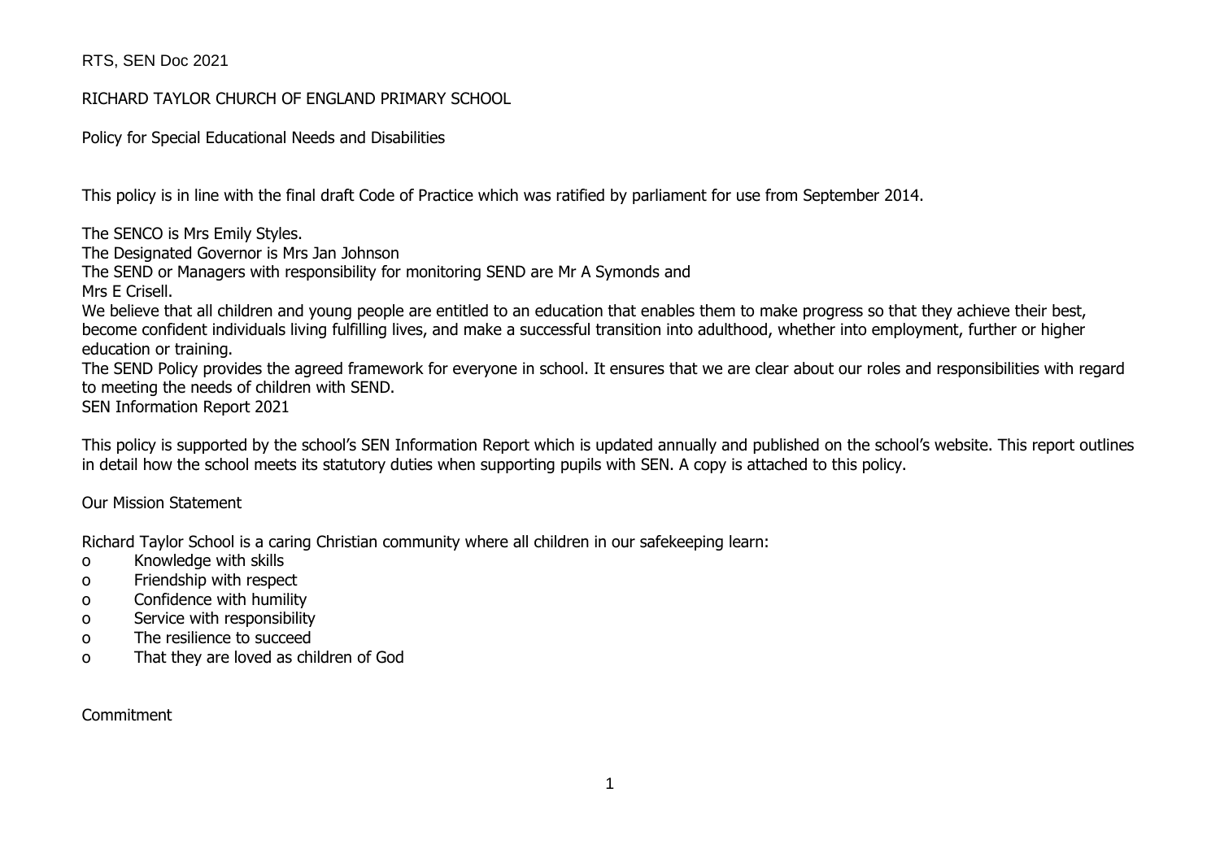RTS, SEN Doc 2021

RICHARD TAYLOR CHURCH OF ENGLAND PRIMARY SCHOOL

Policy for Special Educational Needs and Disabilities

This policy is in line with the final draft Code of Practice which was ratified by parliament for use from September 2014.

The SENCO is Mrs Emily Styles.
The Designated Governor is Mrs Jan Johnson
The SEND or Managers with responsibility for monitoring SEND are Mr A Symonds and
Mrs E Crisell.
We believe that all children and young people are entitled to an education that enables them to make progress so that they achieve their best, become confident individuals living fulfilling lives, and make a successful transition into adulthood, whether into employment, further or higher education or training.
The SEND Policy provides the agreed framework for everyone in school. It ensures that we are clear about our roles and responsibilities with regard to meeting the needs of children with SEND.
SEN Information Report 2021

This policy is supported by the school's SEN Information Report which is updated annually and published on the school's website. This report outlines in detail how the school meets its statutory duties when supporting pupils with SEN. A copy is attached to this policy.

Our Mission Statement

Richard Taylor School is a caring Christian community where all children in our safekeeping learn:

- Knowledge with skills
- Friendship with respect
- Confidence with humility
- Service with responsibility
- The resilience to succeed
- That they are loved as children of God

Commitment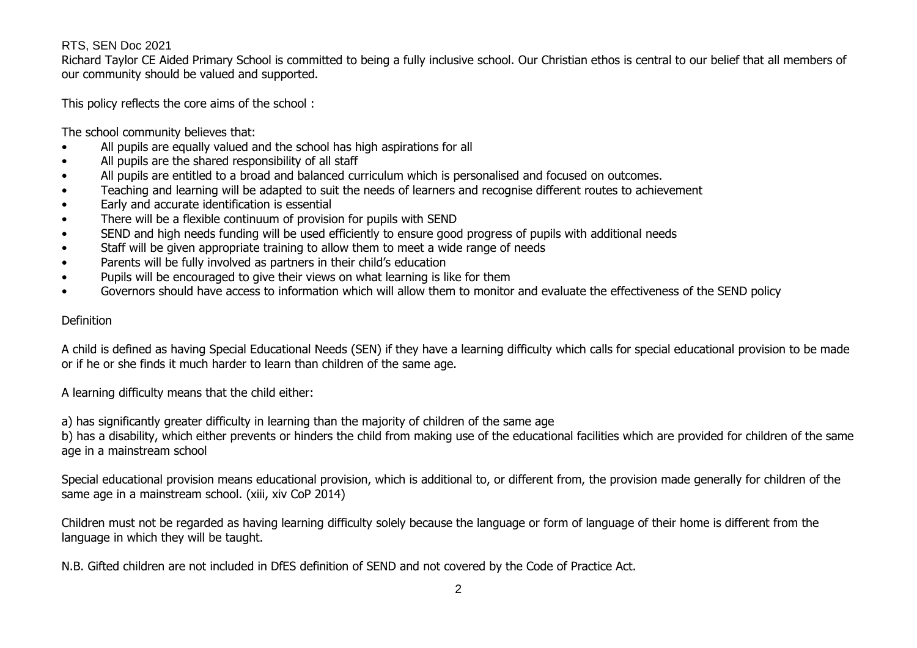RTS, SEN Doc 2021

Richard Taylor CE Aided Primary School is committed to being a fully inclusive school. Our Christian ethos is central to our belief that all members of our community should be valued and supported.

This policy reflects the core aims of the school :

The school community believes that:

- All pupils are equally valued and the school has high aspirations for all
- All pupils are the shared responsibility of all staff
- All pupils are entitled to a broad and balanced curriculum which is personalised and focused on outcomes.
- Teaching and learning will be adapted to suit the needs of learners and recognise different routes to achievement
- Early and accurate identification is essential
- There will be a flexible continuum of provision for pupils with SEND
- SEND and high needs funding will be used efficiently to ensure good progress of pupils with additional needs
- Staff will be given appropriate training to allow them to meet a wide range of needs
- Parents will be fully involved as partners in their child's education
- Pupils will be encouraged to give their views on what learning is like for them
- Governors should have access to information which will allow them to monitor and evaluate the effectiveness of the SEND policy

## Definition

A child is defined as having Special Educational Needs (SEN) if they have a learning difficulty which calls for special educational provision to be made or if he or she finds it much harder to learn than children of the same age.

A learning difficulty means that the child either:

a) has significantly greater difficulty in learning than the majority of children of the same age
b) has a disability, which either prevents or hinders the child from making use of the educational facilities which are provided for children of the same age in a mainstream school

Special educational provision means educational provision, which is additional to, or different from, the provision made generally for children of the same age in a mainstream school. (xiii, xiv CoP 2014)

Children must not be regarded as having learning difficulty solely because the language or form of language of their home is different from the language in which they will be taught.

N.B. Gifted children are not included in DfES definition of SEND and not covered by the Code of Practice Act.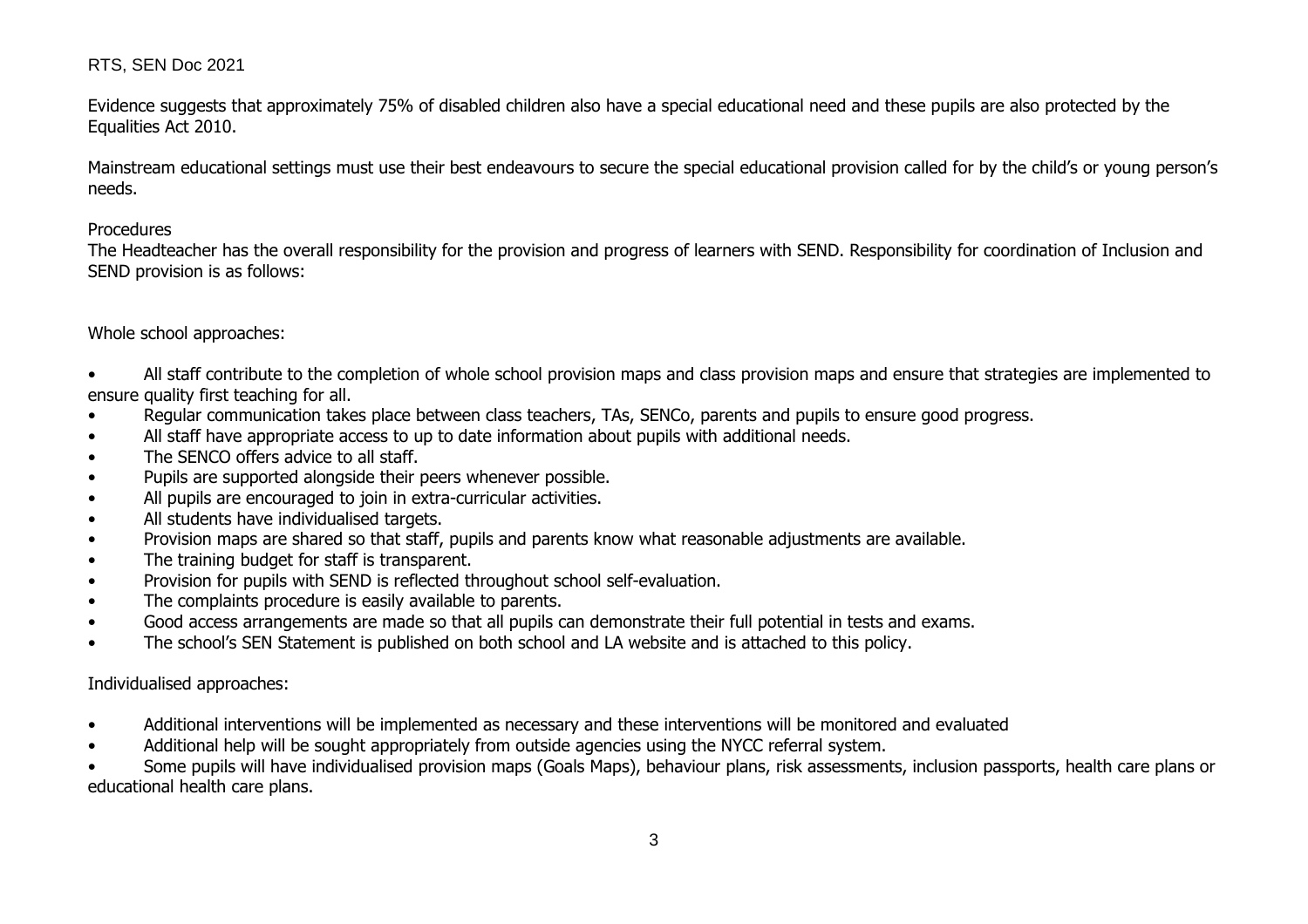Evidence suggests that approximately 75% of disabled children also have a special educational need and these pupils are also protected by the Equalities Act 2010.

Mainstream educational settings must use their best endeavours to secure the special educational provision called for by the child's or young person's needs.

Procedures

The Headteacher has the overall responsibility for the provision and progress of learners with SEND. Responsibility for coordination of Inclusion and SEND provision is as follows:

Whole school approaches:

- All staff contribute to the completion of whole school provision maps and class provision maps and ensure that strategies are implemented to ensure quality first teaching for all.
- Regular communication takes place between class teachers, TAs, SENCo, parents and pupils to ensure good progress.
- All staff have appropriate access to up to date information about pupils with additional needs.
- The SENCO offers advice to all staff.
- Pupils are supported alongside their peers whenever possible.
- All pupils are encouraged to join in extra-curricular activities.
- All students have individualised targets.
- Provision maps are shared so that staff, pupils and parents know what reasonable adjustments are available.
- The training budget for staff is transparent.
- Provision for pupils with SEND is reflected throughout school self-evaluation.
- The complaints procedure is easily available to parents.
- Good access arrangements are made so that all pupils can demonstrate their full potential in tests and exams.
- The school's SEN Statement is published on both school and LA website and is attached to this policy.

Individualised approaches:

- Additional interventions will be implemented as necessary and these interventions will be monitored and evaluated
- Additional help will be sought appropriately from outside agencies using the NYCC referral system.
- Some pupils will have individualised provision maps (Goals Maps), behaviour plans, risk assessments, inclusion passports, health care plans or educational health care plans.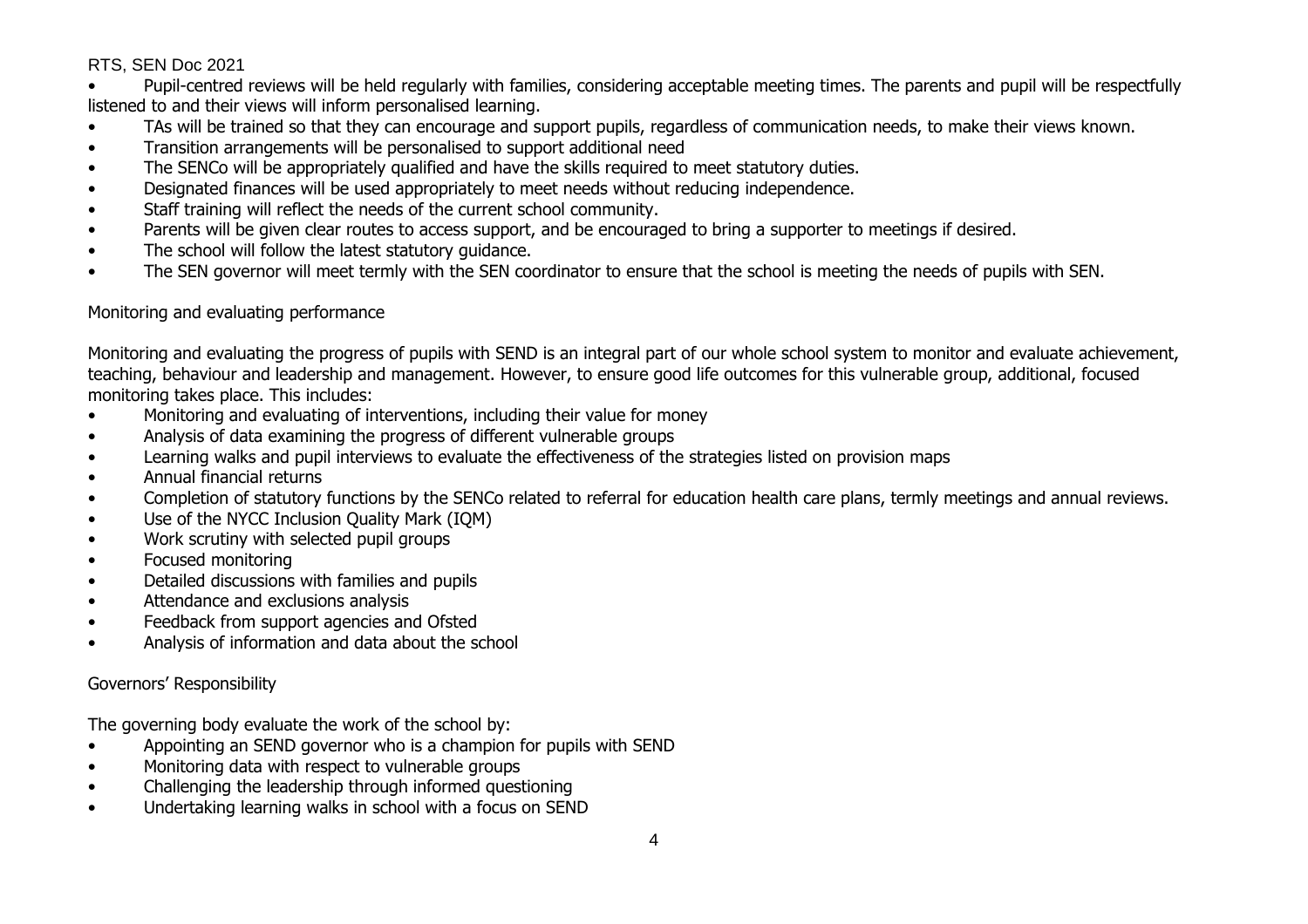- Pupil-centred reviews will be held regularly with families, considering acceptable meeting times. The parents and pupil will be respectfully listened to and their views will inform personalised learning.
- TAs will be trained so that they can encourage and support pupils, regardless of communication needs, to make their views known.
- Transition arrangements will be personalised to support additional need
- The SENCo will be appropriately qualified and have the skills required to meet statutory duties.
- Designated finances will be used appropriately to meet needs without reducing independence.
- Staff training will reflect the needs of the current school community.
- Parents will be given clear routes to access support, and be encouraged to bring a supporter to meetings if desired.
- The school will follow the latest statutory guidance.
- The SEN governor will meet termly with the SEN coordinator to ensure that the school is meeting the needs of pupils with SEN.

## Monitoring and evaluating performance

Monitoring and evaluating the progress of pupils with SEND is an integral part of our whole school system to monitor and evaluate achievement, teaching, behaviour and leadership and management. However, to ensure good life outcomes for this vulnerable group, additional, focused monitoring takes place. This includes:

- Monitoring and evaluating of interventions, including their value for money
- Analysis of data examining the progress of different vulnerable groups
- Learning walks and pupil interviews to evaluate the effectiveness of the strategies listed on provision maps
- Annual financial returns
- Completion of statutory functions by the SENCo related to referral for education health care plans, termly meetings and annual reviews.
- Use of the NYCC Inclusion Quality Mark (IQM)
- Work scrutiny with selected pupil groups
- Focused monitoring
- Detailed discussions with families and pupils
- Attendance and exclusions analysis
- Feedback from support agencies and Ofsted
- Analysis of information and data about the school

## Governors' Responsibility

The governing body evaluate the work of the school by:

- Appointing an SEND governor who is a champion for pupils with SEND
- Monitoring data with respect to vulnerable groups
- Challenging the leadership through informed questioning
- Undertaking learning walks in school with a focus on SEND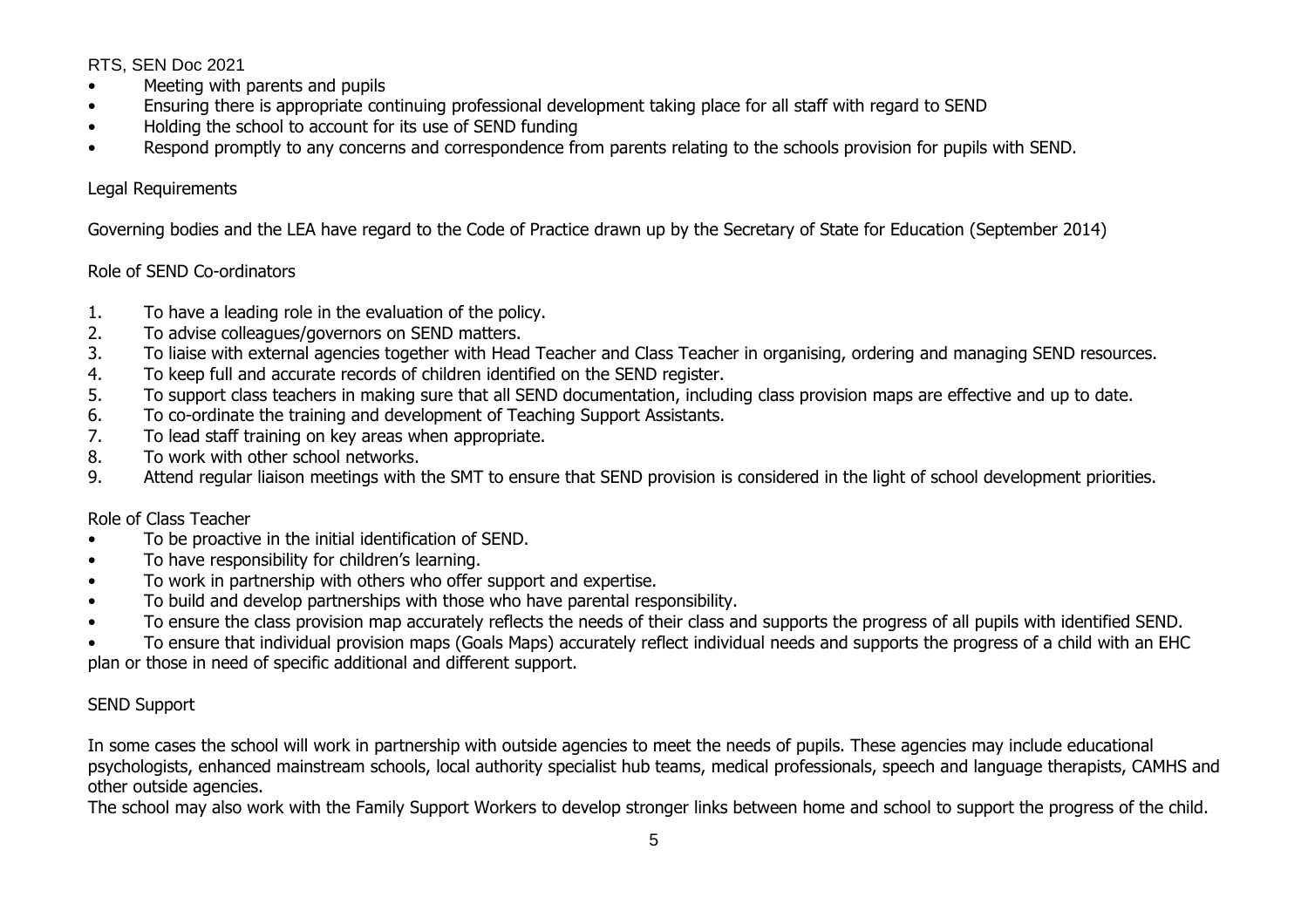- Meeting with parents and pupils
- Ensuring there is appropriate continuing professional development taking place for all staff with regard to SEND
- Holding the school to account for its use of SEND funding
- Respond promptly to any concerns and correspondence from parents relating to the schools provision for pupils with SEND.

## Legal Requirements

Governing bodies and the LEA have regard to the Code of Practice drawn up by the Secretary of State for Education (September 2014)

## Role of SEND Co-ordinators

1. To have a leading role in the evaluation of the policy.
2. To advise colleagues/governors on SEND matters.
3. To liaise with external agencies together with Head Teacher and Class Teacher in organising, ordering and managing SEND resources.
4. To keep full and accurate records of children identified on the SEND register.
5. To support class teachers in making sure that all SEND documentation, including class provision maps are effective and up to date.
6. To co-ordinate the training and development of Teaching Support Assistants.
7. To lead staff training on key areas when appropriate.
8. To work with other school networks.
9. Attend regular liaison meetings with the SMT to ensure that SEND provision is considered in the light of school development priorities.

## Role of Class Teacher

- To be proactive in the initial identification of SEND.
- To have responsibility for children's learning.
- To work in partnership with others who offer support and expertise.
- To build and develop partnerships with those who have parental responsibility.
- To ensure the class provision map accurately reflects the needs of their class and supports the progress of all pupils with identified SEND.
- To ensure that individual provision maps (Goals Maps) accurately reflect individual needs and supports the progress of a child with an EHC plan or those in need of specific additional and different support.

## SEND Support

In some cases the school will work in partnership with outside agencies to meet the needs of pupils. These agencies may include educational psychologists, enhanced mainstream schools, local authority specialist hub teams, medical professionals, speech and language therapists, CAMHS and other outside agencies.

The school may also work with the Family Support Workers to develop stronger links between home and school to support the progress of the child.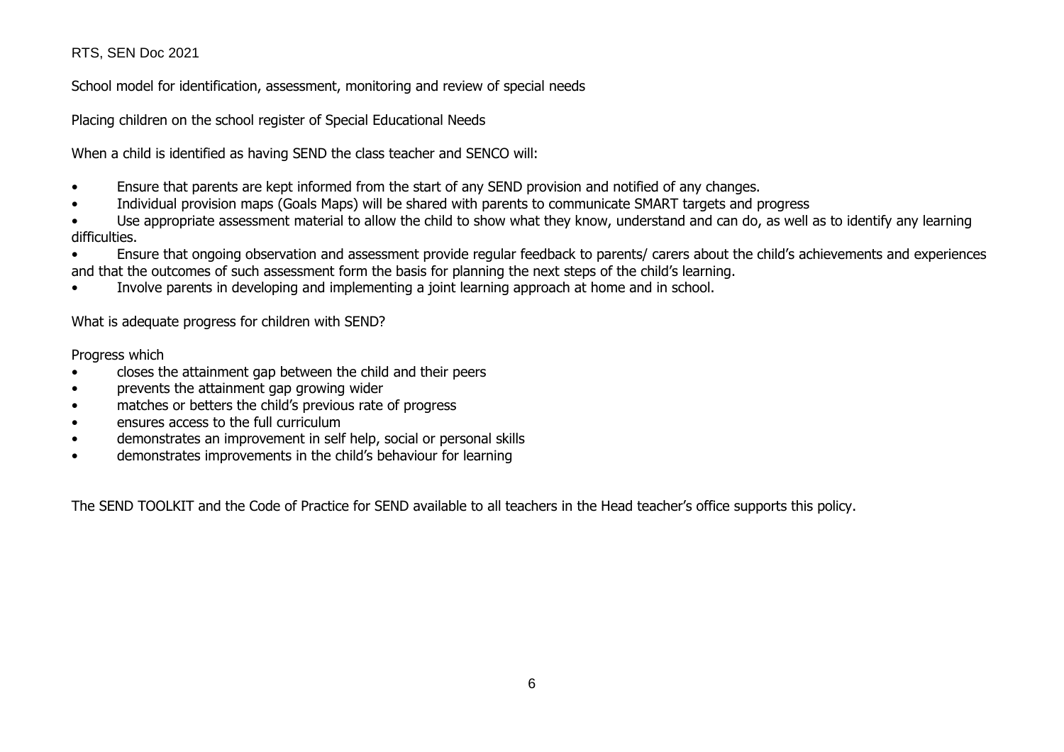School model for identification, assessment, monitoring and review of special needs

Placing children on the school register of Special Educational Needs

When a child is identified as having SEND the class teacher and SENCO will:

- Ensure that parents are kept informed from the start of any SEND provision and notified of any changes.
- Individual provision maps (Goals Maps) will be shared with parents to communicate SMART targets and progress
- Use appropriate assessment material to allow the child to show what they know, understand and can do, as well as to identify any learning difficulties.
- Ensure that ongoing observation and assessment provide regular feedback to parents/ carers about the child's achievements and experiences and that the outcomes of such assessment form the basis for planning the next steps of the child's learning.
- Involve parents in developing and implementing a joint learning approach at home and in school.

What is adequate progress for children with SEND?

Progress which

- closes the attainment gap between the child and their peers
- prevents the attainment gap growing wider
- matches or betters the child's previous rate of progress
- ensures access to the full curriculum
- demonstrates an improvement in self help, social or personal skills
- demonstrates improvements in the child's behaviour for learning

The SEND TOOLKIT and the Code of Practice for SEND available to all teachers in the Head teacher's office supports this policy.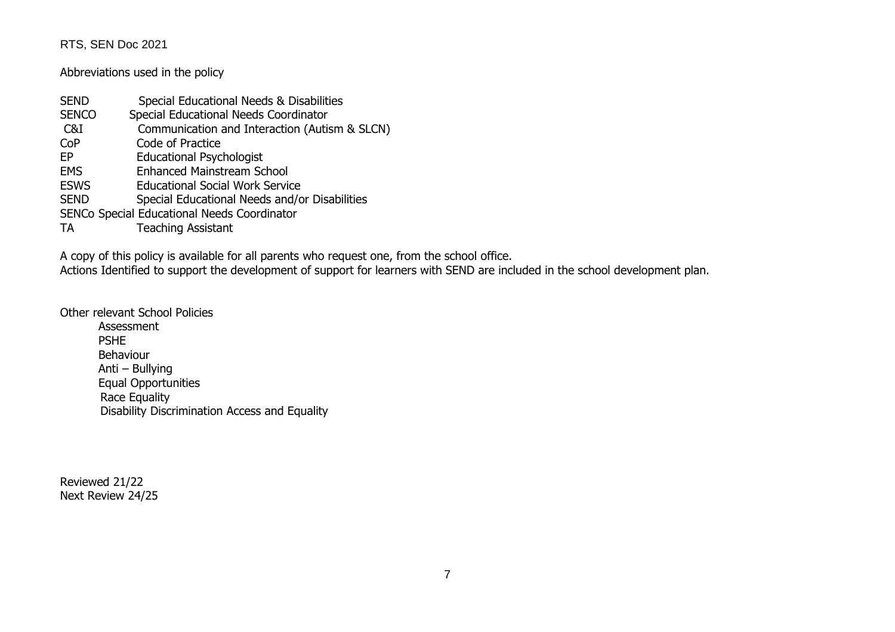Abbreviations used in the policy

| | |
|---|---|
| SEND | Special Educational Needs & Disabilities |
| SENCO | Special Educational Needs Coordinator |
| C&I | Communication and Interaction (Autism & SLCN) |
| CoP | Code of Practice |
| EP | Educational Psychologist |
| EMS | Enhanced Mainstream School |
| ESWS | Educational Social Work Service |
| SEND | Special Educational Needs and/or Disabilities |
| SENCo | Special Educational Needs Coordinator |
| TA | Teaching Assistant |

A copy of this policy is available for all parents who request one, from the school office.
Actions Identified to support the development of support for learners with SEND are included in the school development plan.

Other relevant School Policies

- Assessment
- PSHE
- Behaviour
- Anti – Bullying
- Equal Opportunities
- Race Equality
- Disability Discrimination Access and Equality

Reviewed 21/22
Next Review 24/25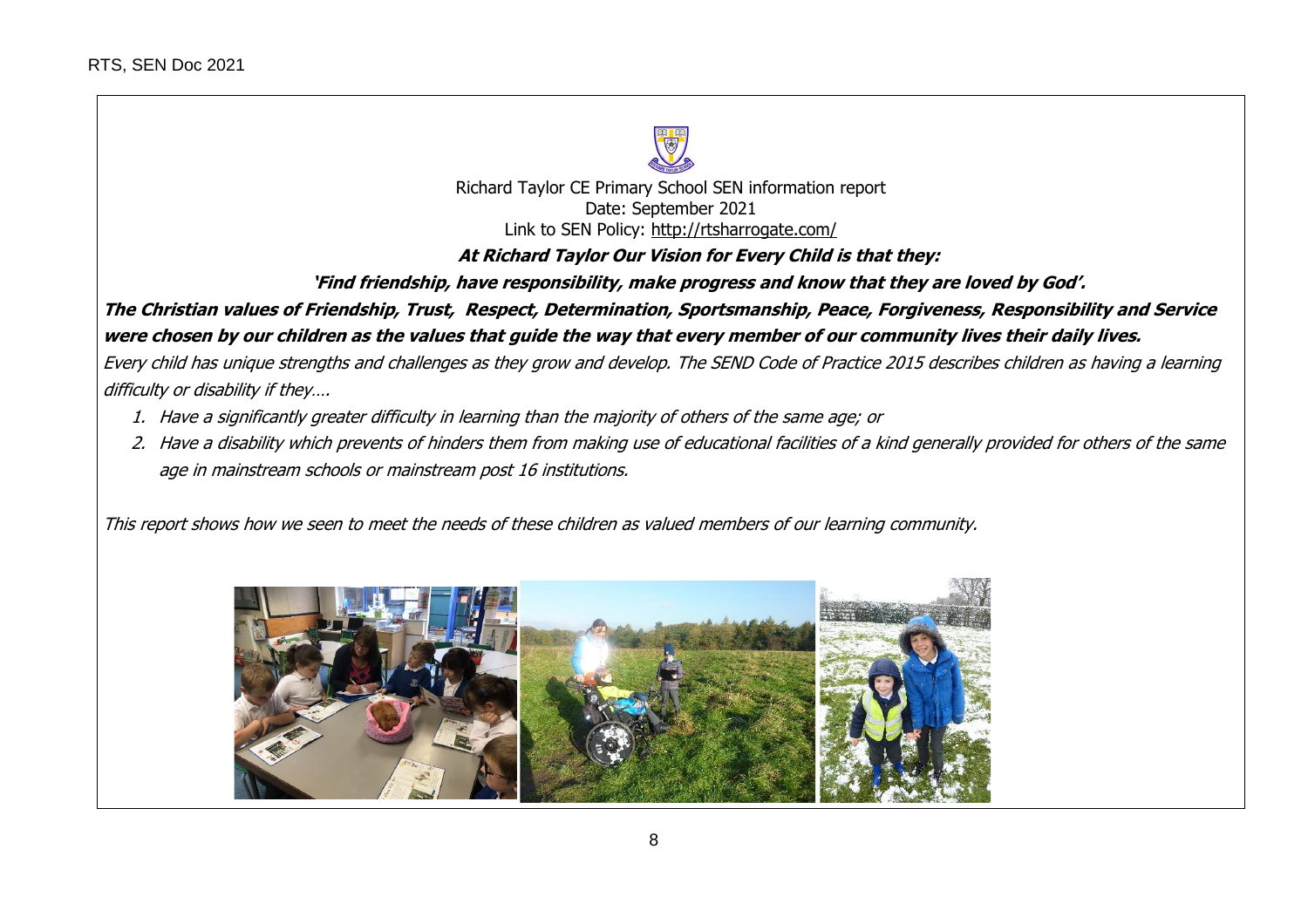Richard Taylor CE Primary School SEN information report
Date: September 2021
Link to SEN Policy: [http://rtsharrogate.com/](http://rtsharrogate.com/)

***At Richard Taylor Our Vision for Every Child is that they:***

***'Find friendship, have responsibility, make progress and know that they are loved by God'.***

***The Christian values of Friendship, Trust, Respect, Determination, Sportsmanship, Peace, Forgiveness, Responsibility and Service were chosen by our children as the values that guide the way that every member of our community lives their daily lives.***

*Every child has unique strengths and challenges as they grow and develop. The SEND Code of Practice 2015 describes children as having a learning difficulty or disability if they….*

1. *Have a significantly greater difficulty in learning than the majority of others of the same age; or*
2. *Have a disability which prevents of hinders them from making use of educational facilities of a kind generally provided for others of the same age in mainstream schools or mainstream post 16 institutions.*

*This report shows how we seen to meet the needs of these children as valued members of our learning community.*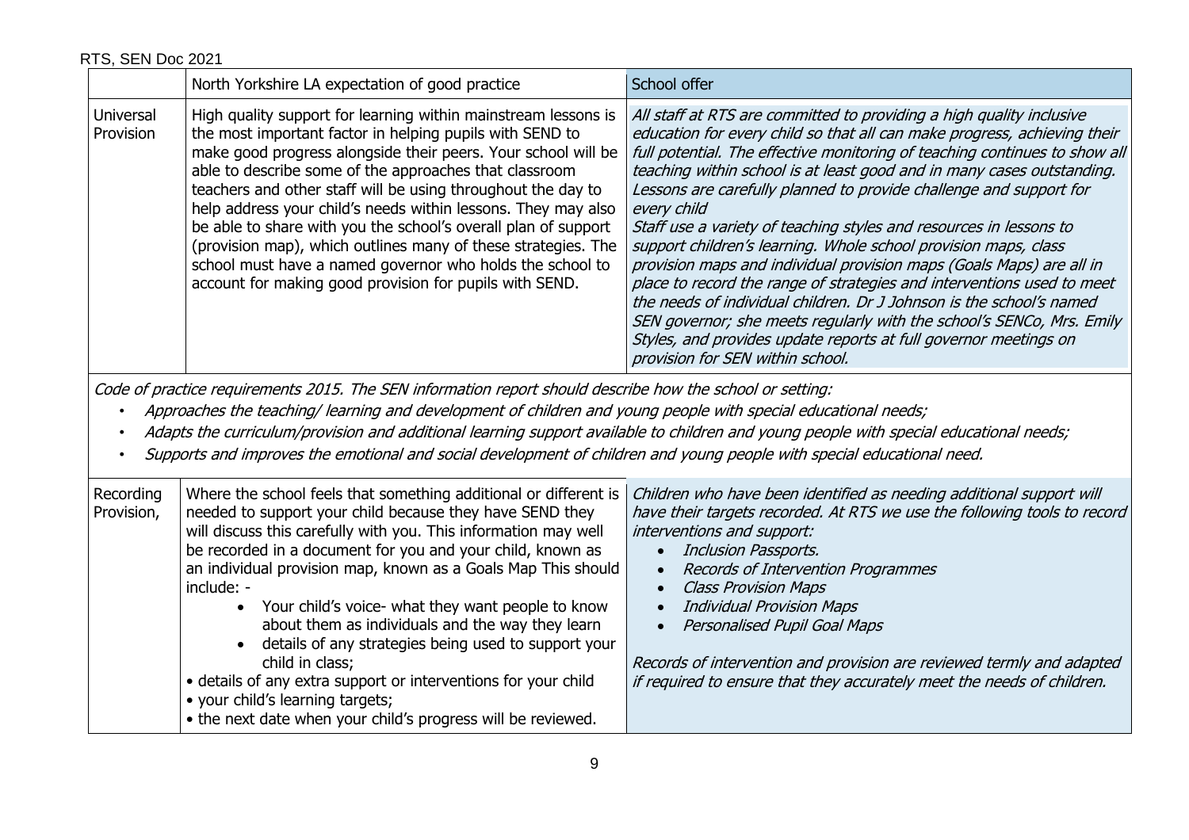| | North Yorkshire LA expectation of good practice | School offer |
|---|---|---|
| Universal Provision | High quality support for learning within mainstream lessons is the most important factor in helping pupils with SEND to make good progress alongside their peers. Your school will be able to describe some of the approaches that classroom teachers and other staff will be using throughout the day to help address your child's needs within lessons. They may also be able to share with you the school's overall plan of support (provision map), which outlines many of these strategies. The school must have a named governor who holds the school to account for making good provision for pupils with SEND. | *All staff at RTS are committed to providing a high quality inclusive education for every child so that all can make progress, achieving their full potential. The effective monitoring of teaching continues to show all teaching within school is at least good and in many cases outstanding. Lessons are carefully planned to provide challenge and support for every child* <br> *Staff use a variety of teaching styles and resources in lessons to support children's learning. Whole school provision maps, class provision maps and individual provision maps (Goals Maps) are all in place to record the range of strategies and interventions used to meet the needs of individual children. Dr J Johnson is the school's named SEN governor; she meets regularly with the school's SENCo, Mrs. Emily Styles, and provides update reports at full governor meetings on provision for SEN within school.* |

*Code of practice requirements 2015. The SEN information report should describe how the school or setting:*

- *Approaches the teaching/ learning and development of children and young people with special educational needs;*
- *Adapts the curriculum/provision and additional learning support available to children and young people with special educational needs;*
- *Supports and improves the emotional and social development of children and young people with special educational need.*

| | | |
|---|---|---|
| Recording Provision, | Where the school feels that something additional or different is needed to support your child because they have SEND they will discuss this carefully with you. This information may well be recorded in a document for you and your child, known as an individual provision map, known as a Goals Map This should include: - <br> • Your child's voice- what they want people to know about them as individuals and the way they learn <br> • details of any strategies being used to support your child in class; <br> • details of any extra support or interventions for your child <br> • your child's learning targets; <br> • the next date when your child's progress will be reviewed. | *Children who have been identified as needing additional support will have their targets recorded. At RTS we use the following tools to record interventions and support:* <br> • *Inclusion Passports.* <br> • *Records of Intervention Programmes* <br> • *Class Provision Maps* <br> • *Individual Provision Maps* <br> • *Personalised Pupil Goal Maps* <br><br> *Records of intervention and provision are reviewed termly and adapted if required to ensure that they accurately meet the needs of children.* |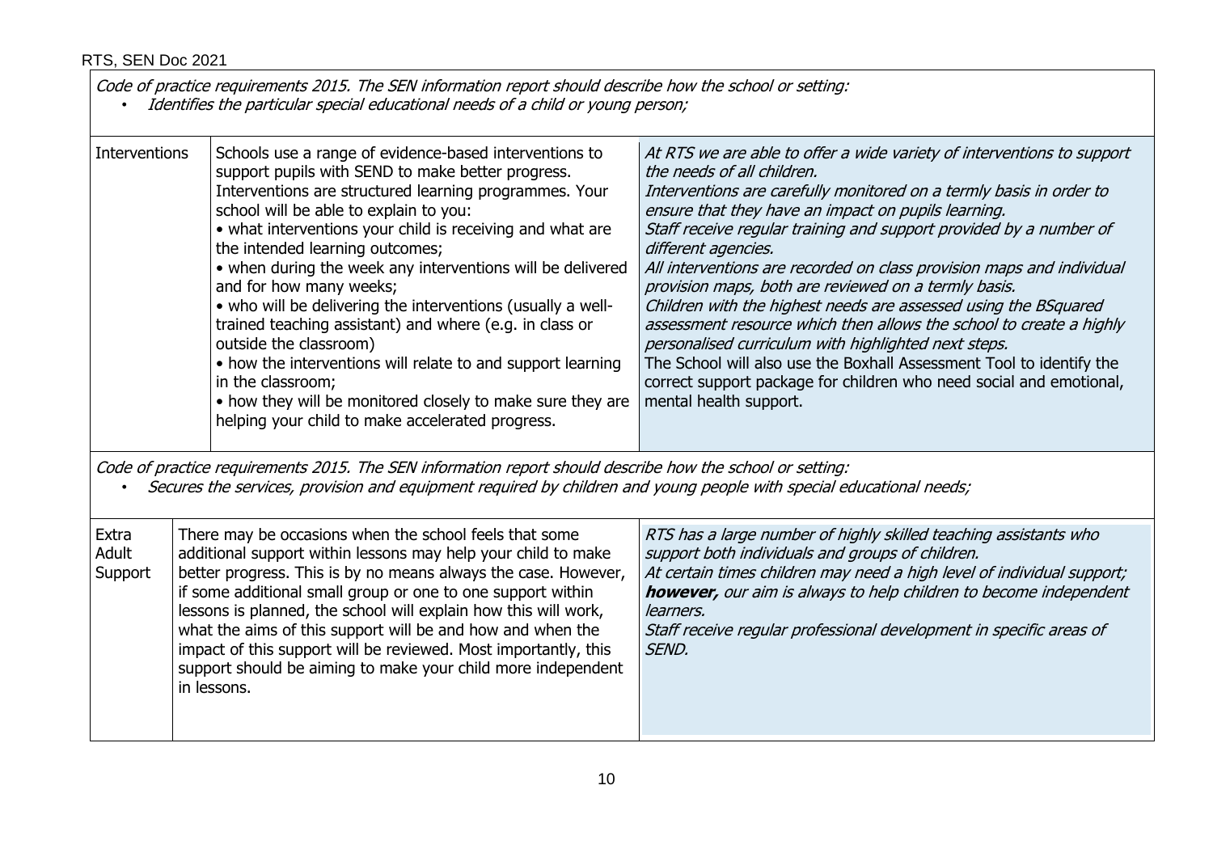*Code of practice requirements 2015. The SEN information report should describe how the school or setting:*

- *Identifies the particular special educational needs of a child or young person;*

| | | |
|---|---|---|
| Interventions | Schools use a range of evidence-based interventions to support pupils with SEND to make better progress. Interventions are structured learning programmes. Your school will be able to explain to you:<br>• what interventions your child is receiving and what are the intended learning outcomes;<br>• when during the week any interventions will be delivered and for how many weeks;<br>• who will be delivering the interventions (usually a well-trained teaching assistant) and where (e.g. in class or outside the classroom)<br>• how the interventions will relate to and support learning in the classroom;<br>• how they will be monitored closely to make sure they are helping your child to make accelerated progress. | *At RTS we are able to offer a wide variety of interventions to support the needs of all children.*<br>*Interventions are carefully monitored on a termly basis in order to ensure that they have an impact on pupils learning.*<br>*Staff receive regular training and support provided by a number of different agencies.*<br>*All interventions are recorded on class provision maps and individual provision maps, both are reviewed on a termly basis.*<br>*Children with the highest needs are assessed using the BSquared assessment resource which then allows the school to create a highly personalised curriculum with highlighted next steps.*<br>The School will also use the Boxhall Assessment Tool to identify the correct support package for children who need social and emotional, mental health support. |

*Code of practice requirements 2015. The SEN information report should describe how the school or setting:*

- *Secures the services, provision and equipment required by children and young people with special educational needs;*

| | | |
|---|---|---|
| Extra Adult Support | There may be occasions when the school feels that some additional support within lessons may help your child to make better progress. This is by no means always the case. However, if some additional small group or one to one support within lessons is planned, the school will explain how this will work, what the aims of this support will be and how and when the impact of this support will be reviewed. Most importantly, this support should be aiming to make your child more independent in lessons. | *RTS has a large number of highly skilled teaching assistants who support both individuals and groups of children.*<br>*At certain times children may need a high level of individual support;* ***however,*** *our aim is always to help children to become independent learners.*<br>*Staff receive regular professional development in specific areas of SEND.* |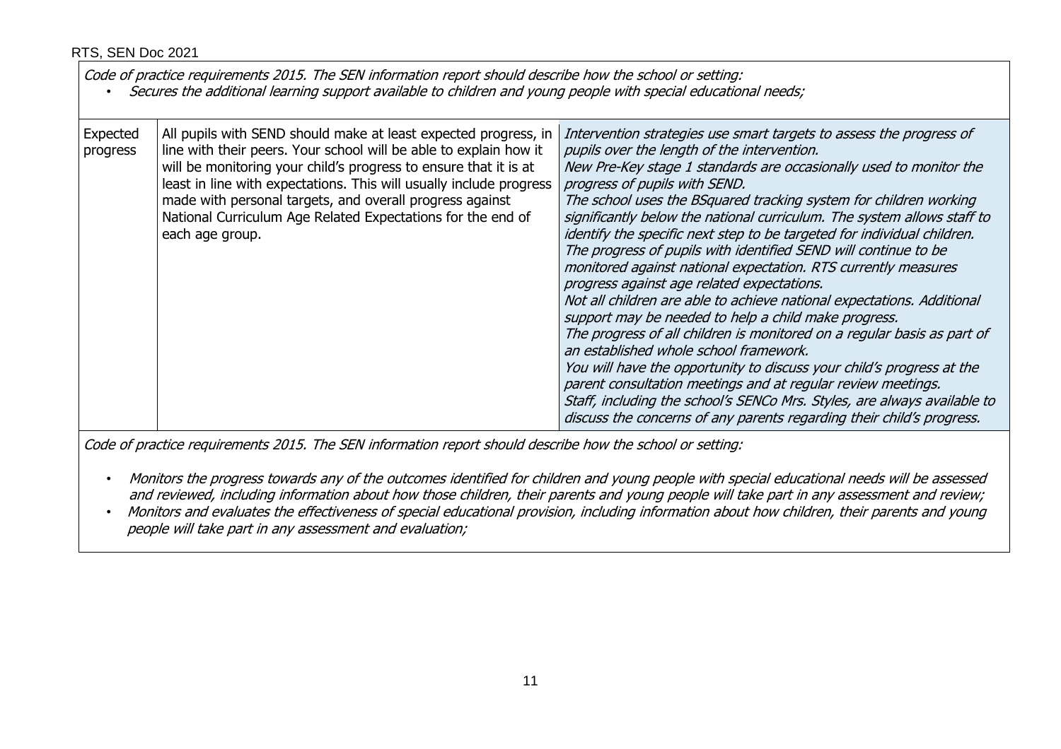*Code of practice requirements 2015. The SEN information report should describe how the school or setting:*

- *Secures the additional learning support available to children and young people with special educational needs;*

| | | |
|---|---|---|
| Expected progress | All pupils with SEND should make at least expected progress, in line with their peers. Your school will be able to explain how it will be monitoring your child's progress to ensure that it is at least in line with expectations. This will usually include progress made with personal targets, and overall progress against National Curriculum Age Related Expectations for the end of each age group. | *Intervention strategies use smart targets to assess the progress of pupils over the length of the intervention.*<br>*New Pre-Key stage 1 standards are occasionally used to monitor the progress of pupils with SEND.*<br>*The school uses the BSquared tracking system for children working significantly below the national curriculum. The system allows staff to identify the specific next step to be targeted for individual children.*<br>*The progress of pupils with identified SEND will continue to be monitored against national expectation. RTS currently measures progress against age related expectations.*<br>*Not all children are able to achieve national expectations. Additional support may be needed to help a child make progress.*<br>*The progress of all children is monitored on a regular basis as part of an established whole school framework.*<br>*You will have the opportunity to discuss your child's progress at the parent consultation meetings and at regular review meetings.*<br>*Staff, including the school's SENCo Mrs. Styles, are always available to discuss the concerns of any parents regarding their child's progress.* |

*Code of practice requirements 2015. The SEN information report should describe how the school or setting:*

- *Monitors the progress towards any of the outcomes identified for children and young people with special educational needs will be assessed and reviewed, including information about how those children, their parents and young people will take part in any assessment and review;*
- *Monitors and evaluates the effectiveness of special educational provision, including information about how children, their parents and young people will take part in any assessment and evaluation;*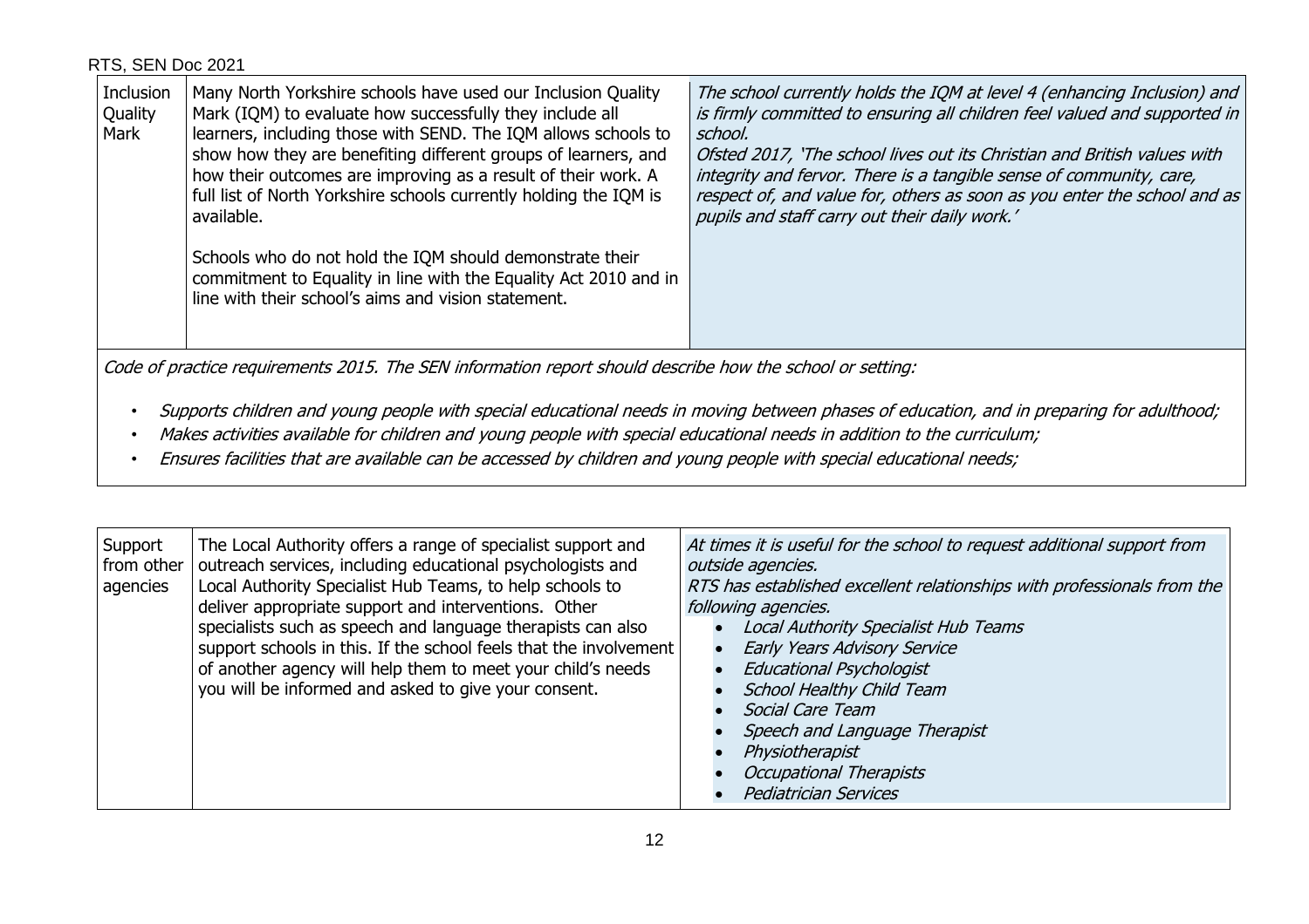| Inclusion Quality Mark | Many North Yorkshire schools have used our Inclusion Quality Mark (IQM) to evaluate how successfully they include all learners, including those with SEND. The IQM allows schools to show how they are benefiting different groups of learners, and how their outcomes are improving as a result of their work. A full list of North Yorkshire schools currently holding the IQM is available.<br><br>Schools who do not hold the IQM should demonstrate their commitment to Equality in line with the Equality Act 2010 and in line with their school's aims and vision statement. | *The school currently holds the IQM at level 4 (enhancing Inclusion) and is firmly committed to ensuring all children feel valued and supported in school.*<br>*Ofsted 2017, 'The school lives out its Christian and British values with integrity and fervor. There is a tangible sense of community, care, respect of, and value for, others as soon as you enter the school and as pupils and staff carry out their daily work.'* |
|---|---|---|

*Code of practice requirements 2015. The SEN information report should describe how the school or setting:*

- *Supports children and young people with special educational needs in moving between phases of education, and in preparing for adulthood;*
- *Makes activities available for children and young people with special educational needs in addition to the curriculum;*
- *Ensures facilities that are available can be accessed by children and young people with special educational needs;*

| Support from other agencies | The Local Authority offers a range of specialist support and outreach services, including educational psychologists and Local Authority Specialist Hub Teams, to help schools to deliver appropriate support and interventions. Other specialists such as speech and language therapists can also support schools in this. If the school feels that the involvement of another agency will help them to meet your child's needs you will be informed and asked to give your consent. | *At times it is useful for the school to request additional support from outside agencies.*<br>*RTS has established excellent relationships with professionals from the following agencies.*<br>• *Local Authority Specialist Hub Teams*<br>• *Early Years Advisory Service*<br>• *Educational Psychologist*<br>• *School Healthy Child Team*<br>• *Social Care Team*<br>• *Speech and Language Therapist*<br>• *Physiotherapist*<br>• *Occupational Therapists*<br>• *Pediatrician Services* |
|---|---|---|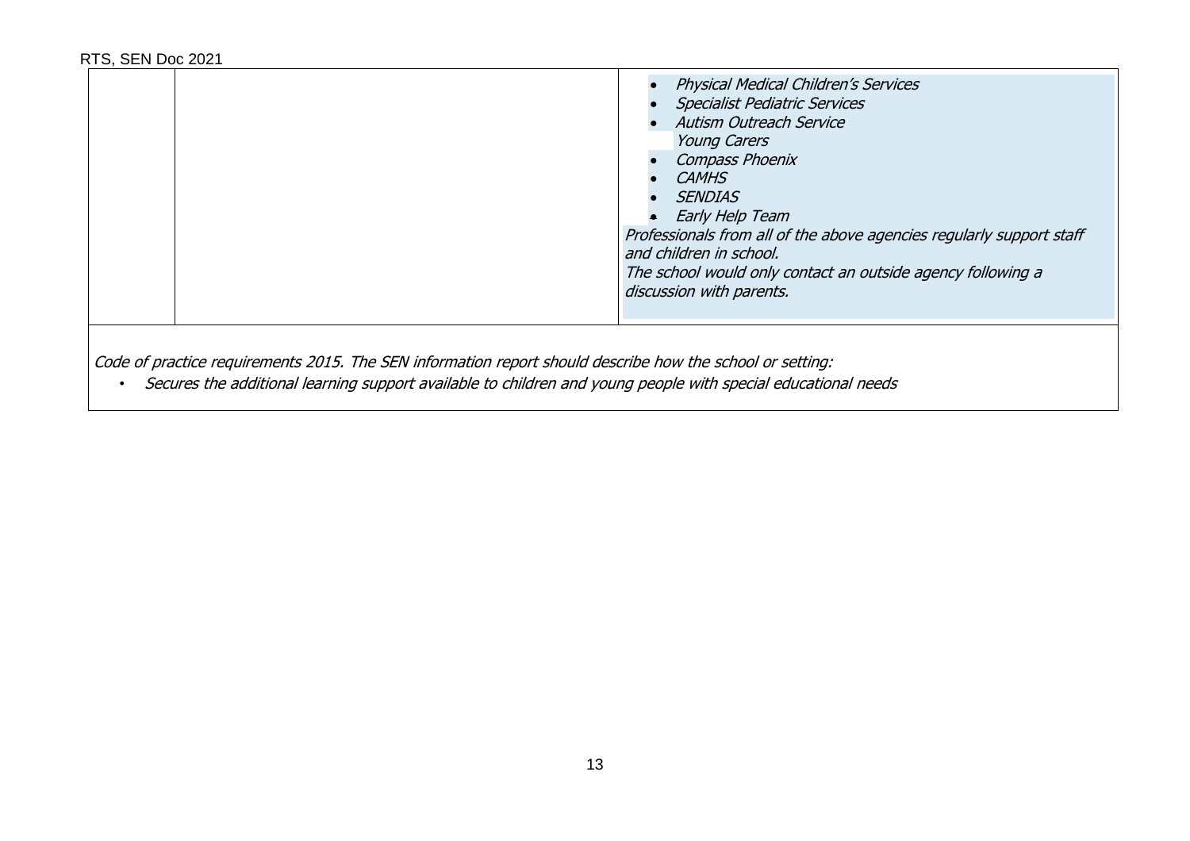| | | |
|---|---|---|
| | | • *Physical Medical Children's Services*<br>• *Specialist Pediatric Services*<br>• *Autism Outreach Service*<br>*Young Carers*<br>• *Compass Phoenix*<br>• *CAMHS*<br>• *SENDIAS*<br>• *Early Help Team*<br>*Professionals from all of the above agencies regularly support staff and children in school.*<br>*The school would only contact an outside agency following a discussion with parents.* |
| *Code of practice requirements 2015. The SEN information report should describe how the school or setting:*<br>• *Secures the additional learning support available to children and young people with special educational needs* | | |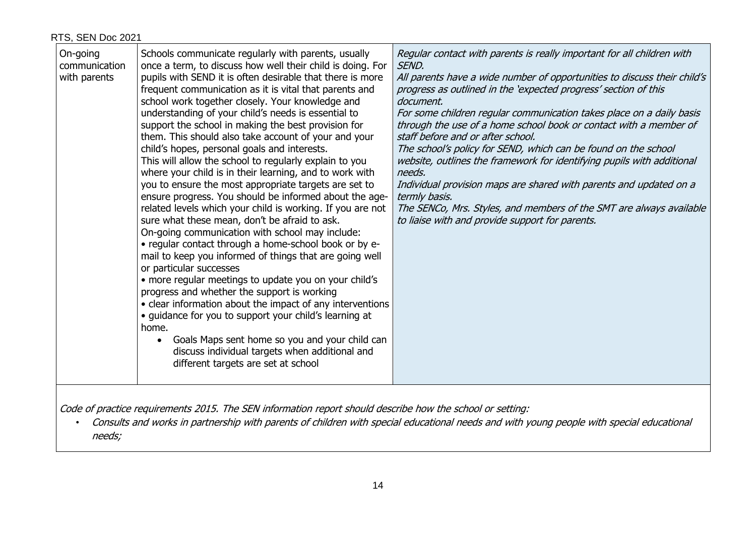| On-going communication with parents | Schools communicate regularly with parents, usually once a term, to discuss how well their child is doing. For pupils with SEND it is often desirable that there is more frequent communication as it is vital that parents and school work together closely. Your knowledge and understanding of your child's needs is essential to support the school in making the best provision for them. This should also take account of your and your child's hopes, personal goals and interests.<br>This will allow the school to regularly explain to you where your child is in their learning, and to work with you to ensure the most appropriate targets are set to ensure progress. You should be informed about the age-related levels which your child is working. If you are not sure what these mean, don't be afraid to ask.<br>On-going communication with school may include:<br>• regular contact through a home-school book or by e-mail to keep you informed of things that are going well or particular successes<br>• more regular meetings to update you on your child's progress and whether the support is working<br>• clear information about the impact of any interventions<br>• guidance for you to support your child's learning at home.<br>• Goals Maps sent home so you and your child can discuss individual targets when additional and different targets are set at school | *Regular contact with parents is really important for all children with SEND.*<br>*All parents have a wide number of opportunities to discuss their child's progress as outlined in the 'expected progress' section of this document.*<br>*For some children regular communication takes place on a daily basis through the use of a home school book or contact with a member of staff before and or after school.*<br>*The school's policy for SEND, which can be found on the school website, outlines the framework for identifying pupils with additional needs.*<br>*Individual provision maps are shared with parents and updated on a termly basis.*<br>*The SENCo, Mrs. Styles, and members of the SMT are always available to liaise with and provide support for parents.* |
|---|---|---|

*Code of practice requirements 2015. The SEN information report should describe how the school or setting:*

- *Consults and works in partnership with parents of children with special educational needs and with young people with special educational needs;*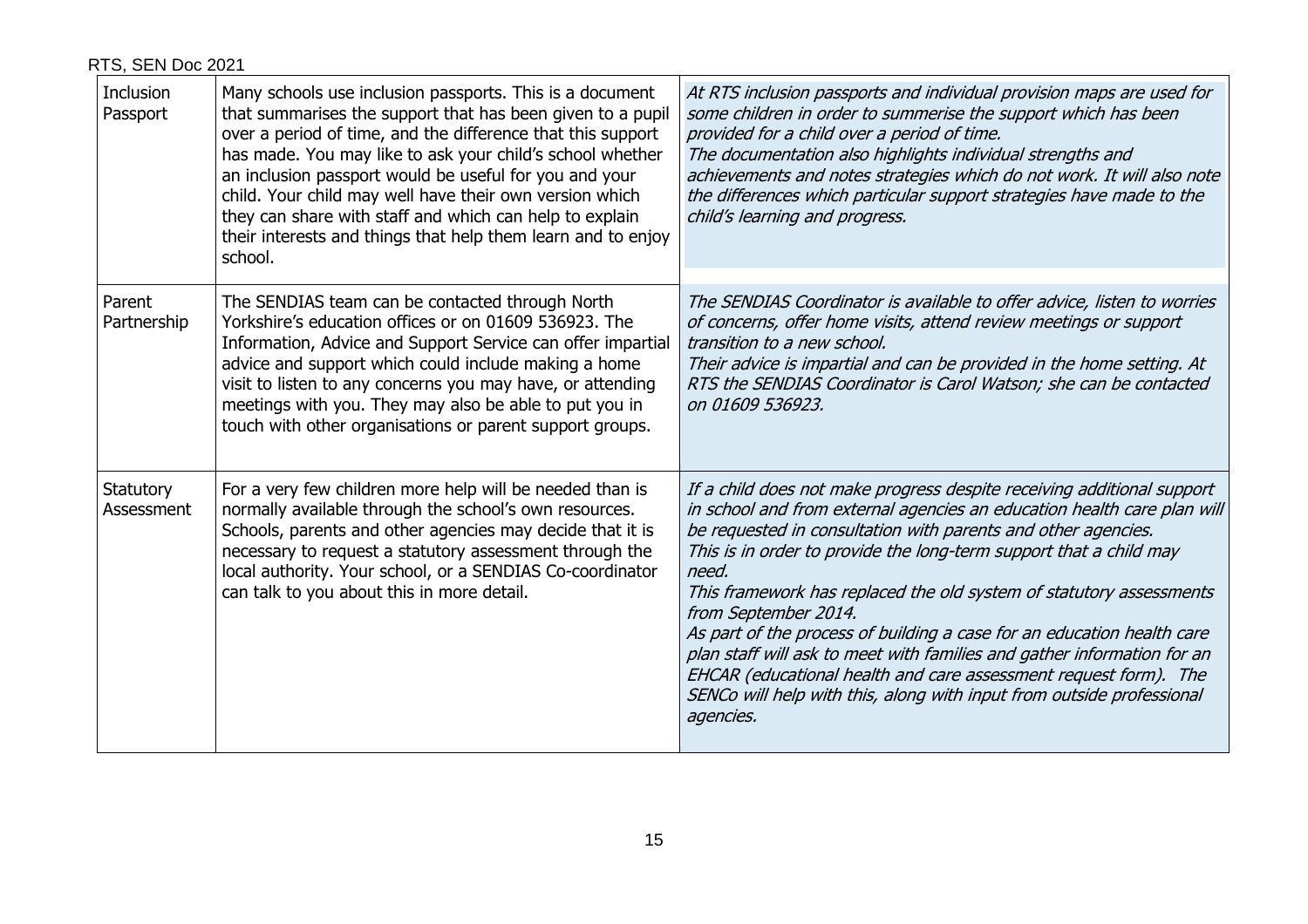| | | |
|---|---|---|
| Inclusion Passport | Many schools use inclusion passports. This is a document that summarises the support that has been given to a pupil over a period of time, and the difference that this support has made. You may like to ask your child's school whether an inclusion passport would be useful for you and your child. Your child may well have their own version which they can share with staff and which can help to explain their interests and things that help them learn and to enjoy school. | *At RTS inclusion passports and individual provision maps are used for some children in order to summerise the support which has been provided for a child over a period of time.*<br>*The documentation also highlights individual strengths and achievements and notes strategies which do not work. It will also note the differences which particular support strategies have made to the child's learning and progress.* |
| Parent Partnership | The SENDIAS team can be contacted through North Yorkshire's education offices or on 01609 536923. The Information, Advice and Support Service can offer impartial advice and support which could include making a home visit to listen to any concerns you may have, or attending meetings with you. They may also be able to put you in touch with other organisations or parent support groups. | *The SENDIAS Coordinator is available to offer advice, listen to worries of concerns, offer home visits, attend review meetings or support transition to a new school.*<br>*Their advice is impartial and can be provided in the home setting. At RTS the SENDIAS Coordinator is Carol Watson; she can be contacted on 01609 536923.* |
| Statutory Assessment | For a very few children more help will be needed than is normally available through the school's own resources. Schools, parents and other agencies may decide that it is necessary to request a statutory assessment through the local authority. Your school, or a SENDIAS Co-coordinator can talk to you about this in more detail. | *If a child does not make progress despite receiving additional support in school and from external agencies an education health care plan will be requested in consultation with parents and other agencies.*<br>*This is in order to provide the long-term support that a child may need.*<br>*This framework has replaced the old system of statutory assessments from September 2014.*<br>*As part of the process of building a case for an education health care plan staff will ask to meet with families and gather information for an EHCAR (educational health and care assessment request form). The SENCo will help with this, along with input from outside professional agencies.* |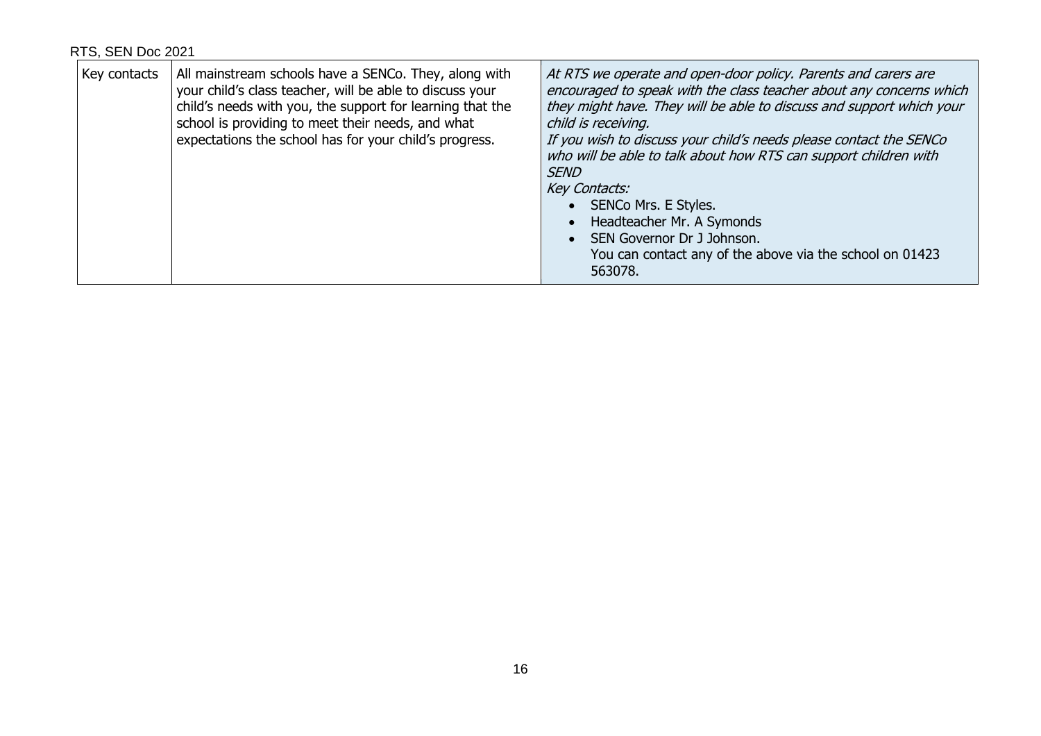| Key contacts | All mainstream schools have a SENCo. They, along with your child's class teacher, will be able to discuss your child's needs with you, the support for learning that the school is providing to meet their needs, and what expectations the school has for your child's progress. | *At RTS we operate and open-door policy. Parents and carers are encouraged to speak with the class teacher about any concerns which they might have. They will be able to discuss and support which your child is receiving.*<br>*If you wish to discuss your child's needs please contact the SENCo who will be able to talk about how RTS can support children with SEND*<br>*Key Contacts:*<br>• SENCo Mrs. E Styles.<br>• Headteacher Mr. A Symonds<br>• SEN Governor Dr J Johnson.<br>You can contact any of the above via the school on 01423 563078. |
|---|---|---|